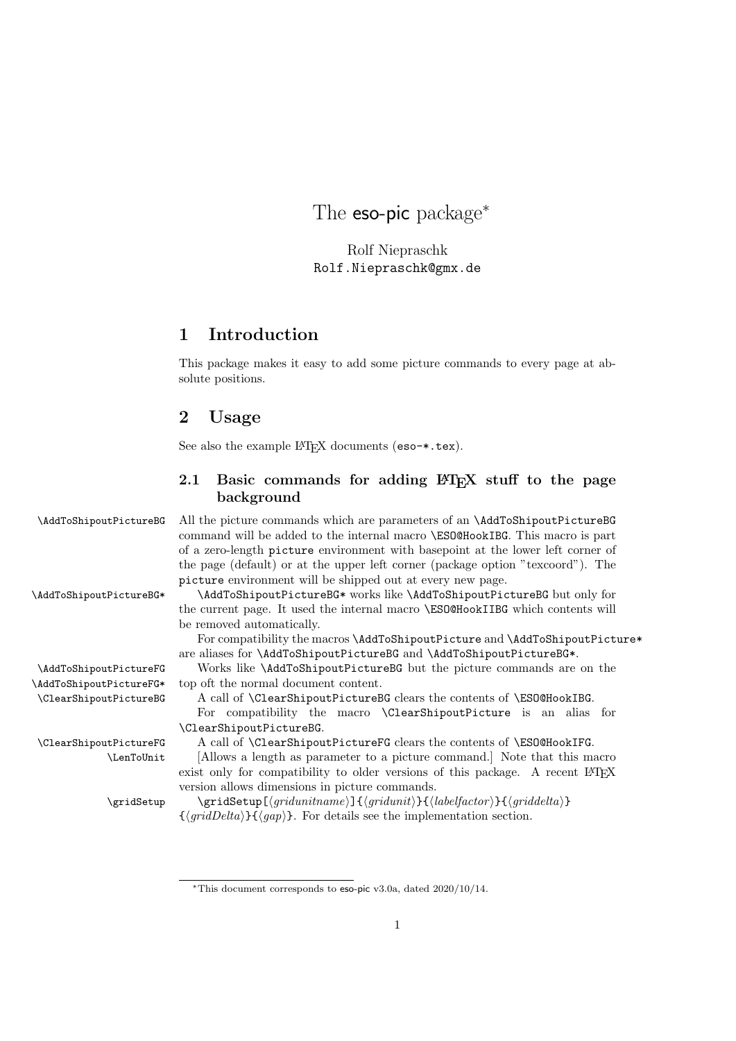# The eso-pic package*

Rolf Niepraschk
Rolf.Niepraschk@gmx.de

## 1 Introduction

This package makes it easy to add some picture commands to every page at absolute positions.

## 2 Usage

See also the example LaTeX documents (`eso-*.tex`).

### 2.1 Basic commands for adding LaTeX stuff to the page background

`\AddToShipoutPictureBG` All the picture commands which are parameters of an `\AddToShipoutPictureBG` command will be added to the internal macro `\ESO@HookIBG`. This macro is part of a zero-length `picture` environment with basepoint at the lower left corner of the page (default) or at the upper left corner (package option "texcoord"). The `picture` environment will be shipped out at every new page.

`\AddToShipoutPictureBG*` `\AddToShipoutPictureBG*` works like `\AddToShipoutPictureBG` but only for the current page. It used the internal macro `\ESO@HookIIBG` which contents will be removed automatically.

For compatibility the macros `\AddToShipoutPicture` and `\AddToShipoutPicture*` are aliases for `\AddToShipoutPictureBG` and `\AddToShipoutPictureBG*`.

`\AddToShipoutPictureFG` `\AddToShipoutPictureFG*` Works like `\AddToShipoutPictureBG` but the picture commands are on the top oft the normal document content.

`\ClearShipoutPictureBG` A call of `\ClearShipoutPictureBG` clears the contents of `\ESO@HookIBG`.

For compatibility the macro `\ClearShipoutPicture` is an alias for `\ClearShipoutPictureBG`.

`\ClearShipoutPictureFG` A call of `\ClearShipoutPictureFG` clears the contents of `\ESO@HookIFG`.

`\LenToUnit` [Allows a length as parameter to a picture command.] Note that this macro exist only for compatibility to older versions of this package. A recent LaTeX version allows dimensions in picture commands.

`\gridSetup` `\gridSetup[`⟨*gridunitname*⟩`]{`⟨*gridunit*⟩`}{`⟨*labelfactor*⟩`}{`⟨*griddelta*⟩`}{`⟨*gridDelta*⟩`}{`⟨*gap*⟩`}`. For details see the implementation section.

---

*This document corresponds to eso-pic v3.0a, dated 2020/10/14.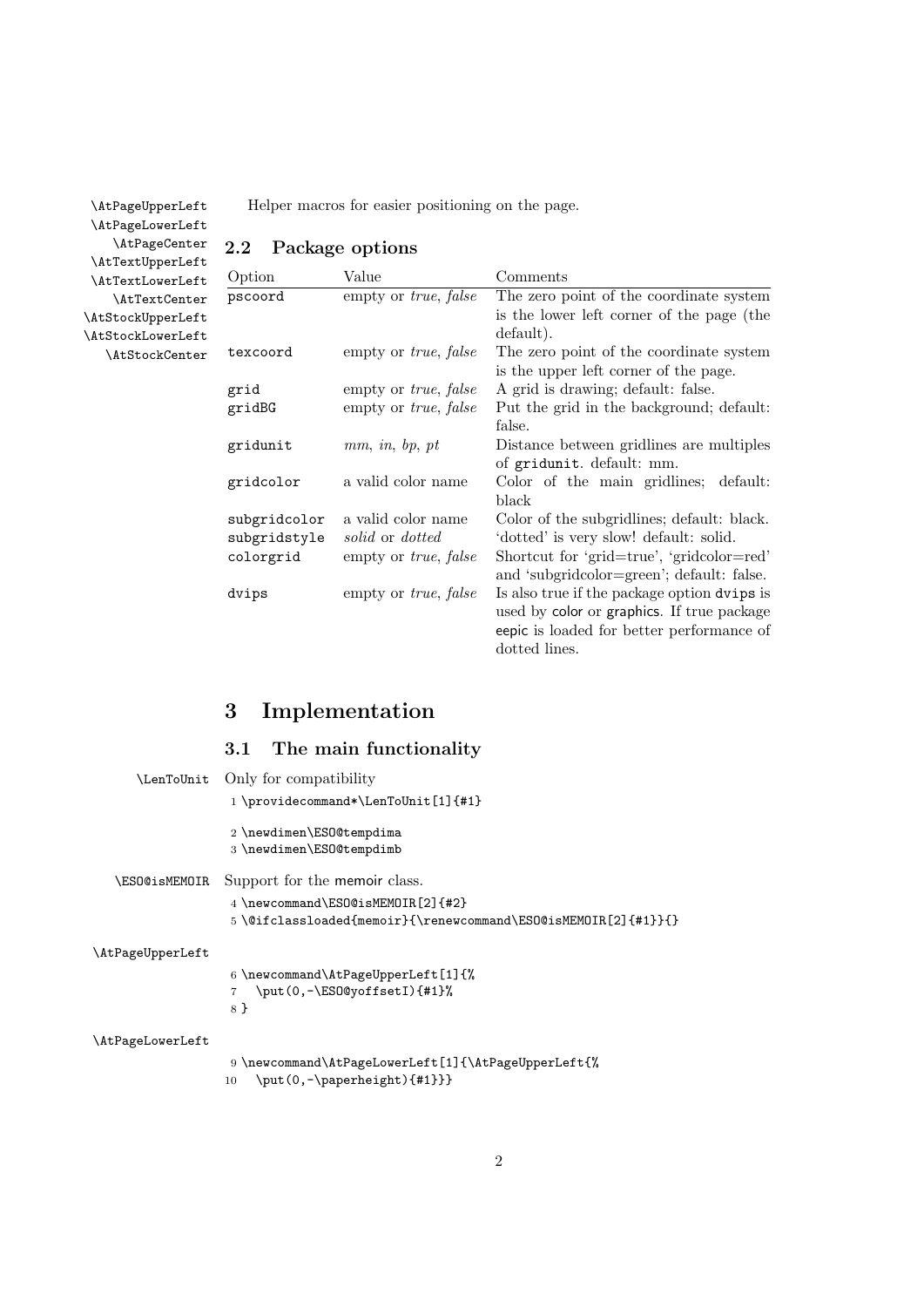\AtPageUpperLeft
\AtPageLowerLeft
\AtPageCenter
\AtTextUpperLeft
\AtTextLowerLeft
\AtTextCenter
\AtStockUpperLeft
\AtStockLowerLeft
\AtStockCenter

Helper macros for easier positioning on the page.

## 2.2 Package options

| Option | Value | Comments |
|---|---|---|
| `pscoord` | empty or *true*, *false* | The zero point of the coordinate system is the lower left corner of the page (the default). |
| `texcoord` | empty or *true*, *false* | The zero point of the coordinate system is the upper left corner of the page. |
| `grid` | empty or *true*, *false* | A grid is drawing; default: false. |
| `gridBG` | empty or *true*, *false* | Put the grid in the background; default: false. |
| `gridunit` | *mm*, *in*, *bp*, *pt* | Distance between gridlines are multiples of `gridunit`. default: mm. |
| `gridcolor` | a valid color name | Color of the main gridlines; default: black |
| `subgridcolor` | a valid color name | Color of the subgridlines; default: black. |
| `subgridstyle` | *solid* or *dotted* | 'dotted' is very slow! default: solid. |
| `colorgrid` | empty or *true*, *false* | Shortcut for 'grid=true', 'gridcolor=red' and 'subgridcolor=green'; default: false. |
| `dvips` | empty or *true*, *false* | Is also true if the package option `dvips` is used by color or graphics. If true package eepic is loaded for better performance of dotted lines. |

# 3 Implementation

## 3.1 The main functionality

\LenToUnit

Only for compatibility

```
1 \providecommand*\LenToUnit[1]{#1}
2 \newdimen\ESO@tempdima
3 \newdimen\ESO@tempdimb
```

\ESO@isMEMOIR

Support for the memoir class.

```
4 \newcommand\ESO@isMEMOIR[2]{#2}
5 \@ifclassloaded{memoir}{\renewcommand\ESO@isMEMOIR[2]{#1}}{}
```

\AtPageUpperLeft

```
6 \newcommand\AtPageUpperLeft[1]{%
7   \put(0,-\ESO@yoffsetI){#1}%
8 }
```

\AtPageLowerLeft

```
9 \newcommand\AtPageLowerLeft[1]{\AtPageUpperLeft{%
10   \put(0,-\paperheight){#1}}}
```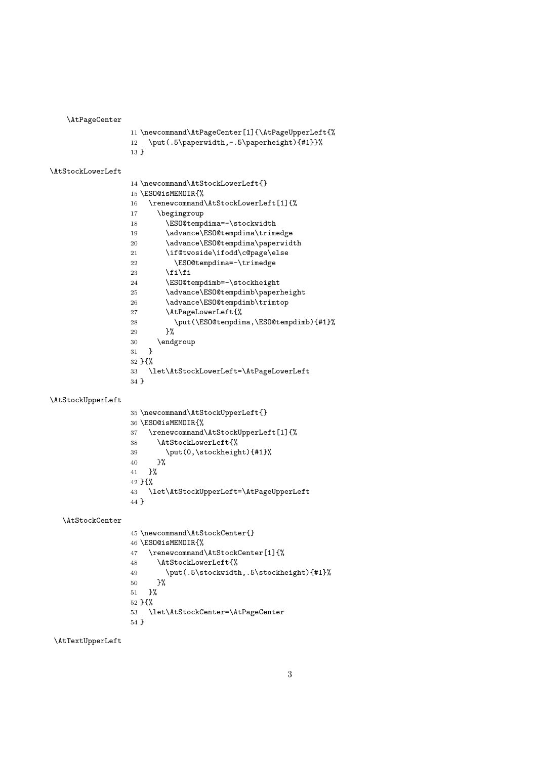\AtPageCenter

```
11 \newcommand\AtPageCenter[1]{\AtPageUpperLeft{%
12   \put(.5\paperwidth,-.5\paperheight){#1}}%
13 }
```

\AtStockLowerLeft

```
14 \newcommand\AtStockLowerLeft{}
15 \ESO@isMEMOIR{%
16   \renewcommand\AtStockLowerLeft[1]{%
17     \begingroup
18       \ESO@tempdima=-\stockwidth
19       \advance\ESO@tempdima\trimedge
20       \advance\ESO@tempdima\paperwidth
21       \if@twoside\ifodd\c@page\else
22         \ESO@tempdima=-\trimedge
23       \fi\fi
24       \ESO@tempdimb=-\stockheight
25       \advance\ESO@tempdimb\paperheight
26       \advance\ESO@tempdimb\trimtop
27       \AtPageLowerLeft{%
28         \put(\ESO@tempdima,\ESO@tempdimb){#1}%
29       }%
30     \endgroup
31   }
32 }{%
33   \let\AtStockLowerLeft=\AtPageLowerLeft
34 }
```

\AtStockUpperLeft

```
35 \newcommand\AtStockUpperLeft{}
36 \ESO@isMEMOIR{%
37   \renewcommand\AtStockUpperLeft[1]{%
38     \AtStockLowerLeft{%
39       \put(0,\stockheight){#1}%
40     }%
41   }%
42 }{%
43   \let\AtStockUpperLeft=\AtPageUpperLeft
44 }
```

\AtStockCenter

```
45 \newcommand\AtStockCenter{}
46 \ESO@isMEMOIR{%
47   \renewcommand\AtStockCenter[1]{%
48     \AtStockLowerLeft{%
49       \put(.5\stockwidth,.5\stockheight){#1}%
50     }%
51   }%
52 }{%
53   \let\AtStockCenter=\AtPageCenter
54 }
```

\AtTextUpperLeft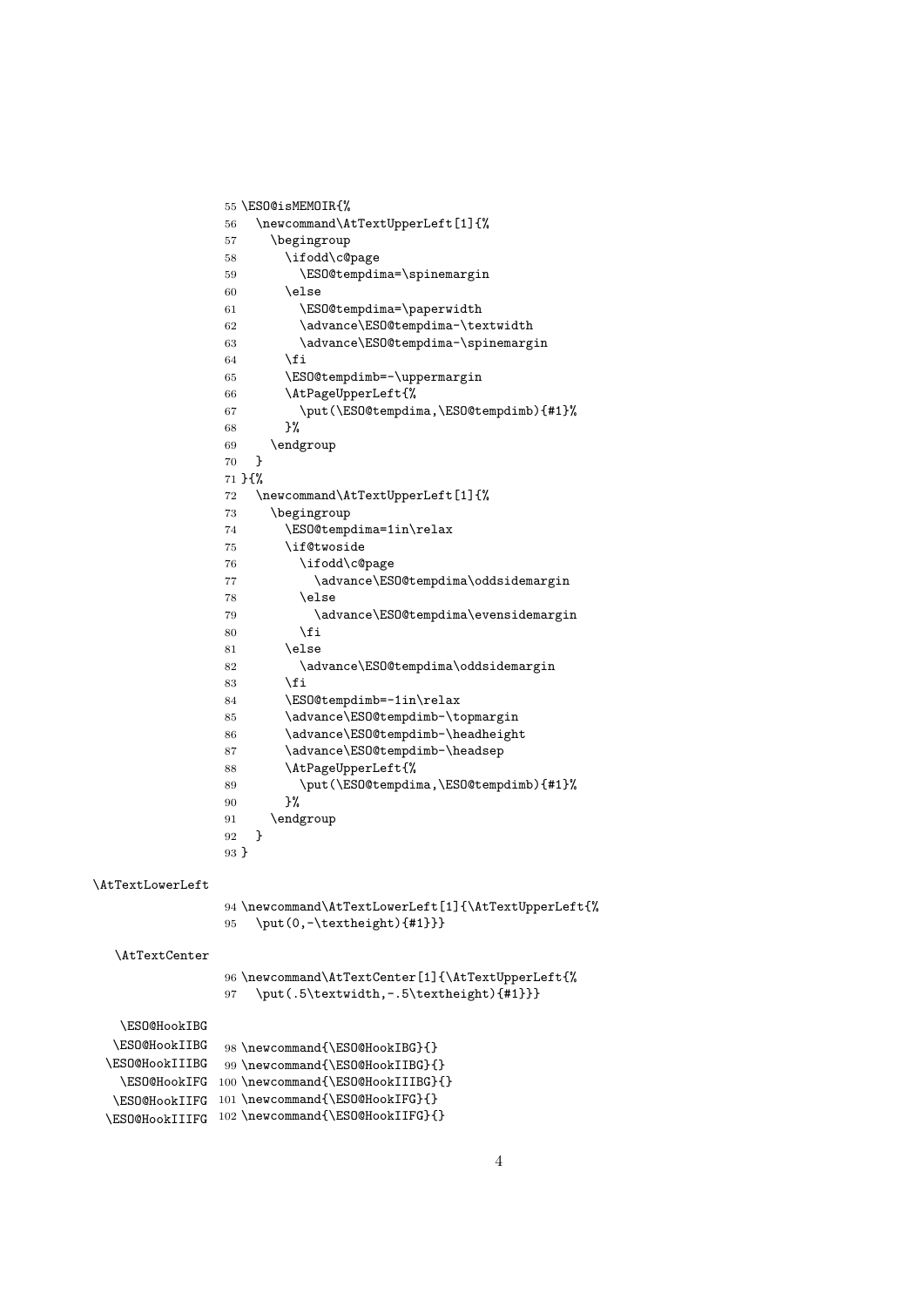```
55 \ESO@isMEMOIR{%
56   \newcommand\AtTextUpperLeft[1]{%
57     \begingroup
58       \ifodd\c@page
59         \ESO@tempdima=\spinemargin
60       \else
61         \ESO@tempdima=\paperwidth
62         \advance\ESO@tempdima-\textwidth
63         \advance\ESO@tempdima-\spinemargin
64       \fi
65       \ESO@tempdimb=-\uppermargin
66       \AtPageUpperLeft{%
67         \put(\ESO@tempdima,\ESO@tempdimb){#1}%
68       }%
69     \endgroup
70   }
71 }{%
72   \newcommand\AtTextUpperLeft[1]{%
73     \begingroup
74       \ESO@tempdima=1in\relax
75       \if@twoside
76         \ifodd\c@page
77           \advance\ESO@tempdima\oddsidemargin
78         \else
79           \advance\ESO@tempdima\evensidemargin
80         \fi
81       \else
82         \advance\ESO@tempdima\oddsidemargin
83       \fi
84       \ESO@tempdimb=-1in\relax
85       \advance\ESO@tempdimb-\topmargin
86       \advance\ESO@tempdimb-\headheight
87       \advance\ESO@tempdimb-\headsep
88       \AtPageUpperLeft{%
89         \put(\ESO@tempdima,\ESO@tempdimb){#1}%
90       }%
91     \endgroup
92   }
93 }
```

\AtTextLowerLeft

```
94 \newcommand\AtTextLowerLeft[1]{\AtTextUpperLeft{%
95   \put(0,-\textheight){#1}}}
```

\AtTextCenter

```
96 \newcommand\AtTextCenter[1]{\AtTextUpperLeft{%
97   \put(.5\textwidth,-.5\textheight){#1}}}
```

\ESO@HookIBG
\ESO@HookIIBG
\ESO@HookIIIBG
\ESO@HookIFG
\ESO@HookIIFG
\ESO@HookIIIFG

```
98 \newcommand{\ESO@HookIBG}{}
99 \newcommand{\ESO@HookIIBG}{}
100 \newcommand{\ESO@HookIIIBG}{}
101 \newcommand{\ESO@HookIFG}{}
102 \newcommand{\ESO@HookIIFG}{}
```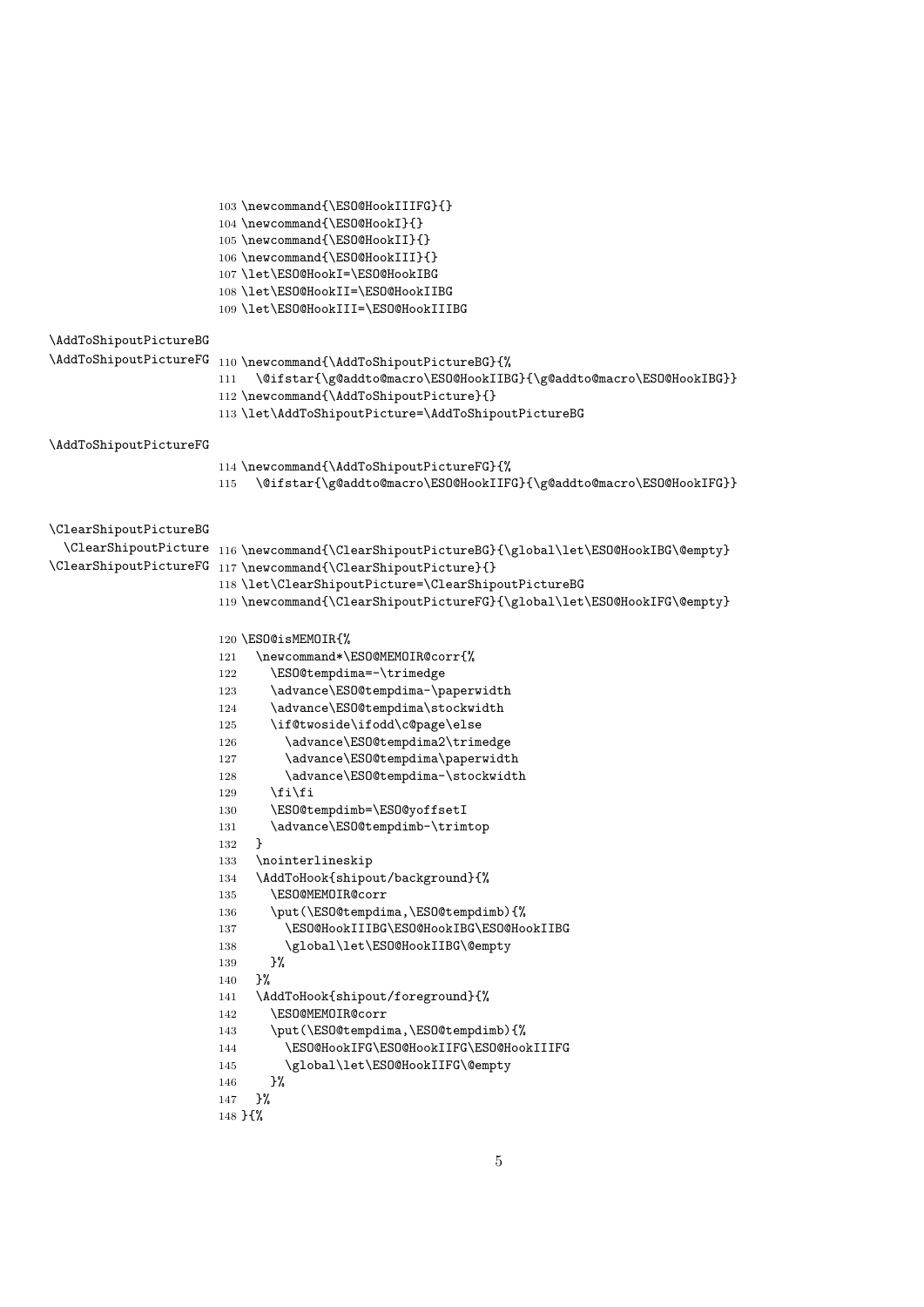```
103 \newcommand{\ESO@HookIIIFG}{}
104 \newcommand{\ESO@HookI}{}
105 \newcommand{\ESO@HookII}{}
106 \newcommand{\ESO@HookIII}{}
107 \let\ESO@HookI=\ESO@HookIBG
108 \let\ESO@HookII=\ESO@HookIIBG
109 \let\ESO@HookIII=\ESO@HookIIIBG
```

\AddToShipoutPictureBG
\AddToShipoutPictureFG

```
110 \newcommand{\AddToShipoutPictureBG}{%
111   \@ifstar{\g@addto@macro\ESO@HookIIBG}{\g@addto@macro\ESO@HookIBG}}
112 \newcommand{\AddToShipoutPicture}{}
113 \let\AddToShipoutPicture=\AddToShipoutPictureBG
```

\AddToShipoutPictureFG

```
114 \newcommand{\AddToShipoutPictureFG}{%
115   \@ifstar{\g@addto@macro\ESO@HookIIFG}{\g@addto@macro\ESO@HookIFG}}
```

\ClearShipoutPictureBG
\ClearShipoutPicture
\ClearShipoutPictureFG

```
116 \newcommand{\ClearShipoutPictureBG}{\global\let\ESO@HookIBG\@empty}
117 \newcommand{\ClearShipoutPicture}{}
118 \let\ClearShipoutPicture=\ClearShipoutPictureBG
119 \newcommand{\ClearShipoutPictureFG}{\global\let\ESO@HookIFG\@empty}
```

```
120 \ESO@isMEMOIR{%
121   \newcommand*\ESO@MEMOIR@corr{%
122     \ESO@tempdima=-\trimedge
123     \advance\ESO@tempdima-\paperwidth
124     \advance\ESO@tempdima\stockwidth
125     \if@twoside\ifodd\c@page\else
126       \advance\ESO@tempdima2\trimedge
127       \advance\ESO@tempdima\paperwidth
128       \advance\ESO@tempdima-\stockwidth
129     \fi\fi
130     \ESO@tempdimb=\ESO@yoffsetI
131     \advance\ESO@tempdimb-\trimtop
132   }
133   \nointerlineskip
134   \AddToHook{shipout/background}{%
135     \ESO@MEMOIR@corr
136     \put(\ESO@tempdima,\ESO@tempdimb){%
137       \ESO@HookIIIBG\ESO@HookIBG\ESO@HookIIBG
138       \global\let\ESO@HookIIBG\@empty
139     }%
140   }%
141   \AddToHook{shipout/foreground}{%
142     \ESO@MEMOIR@corr
143     \put(\ESO@tempdima,\ESO@tempdimb){%
144       \ESO@HookIFG\ESO@HookIIFG\ESO@HookIIIFG
145       \global\let\ESO@HookIIFG\@empty
146     }%
147   }%
148 }{%
```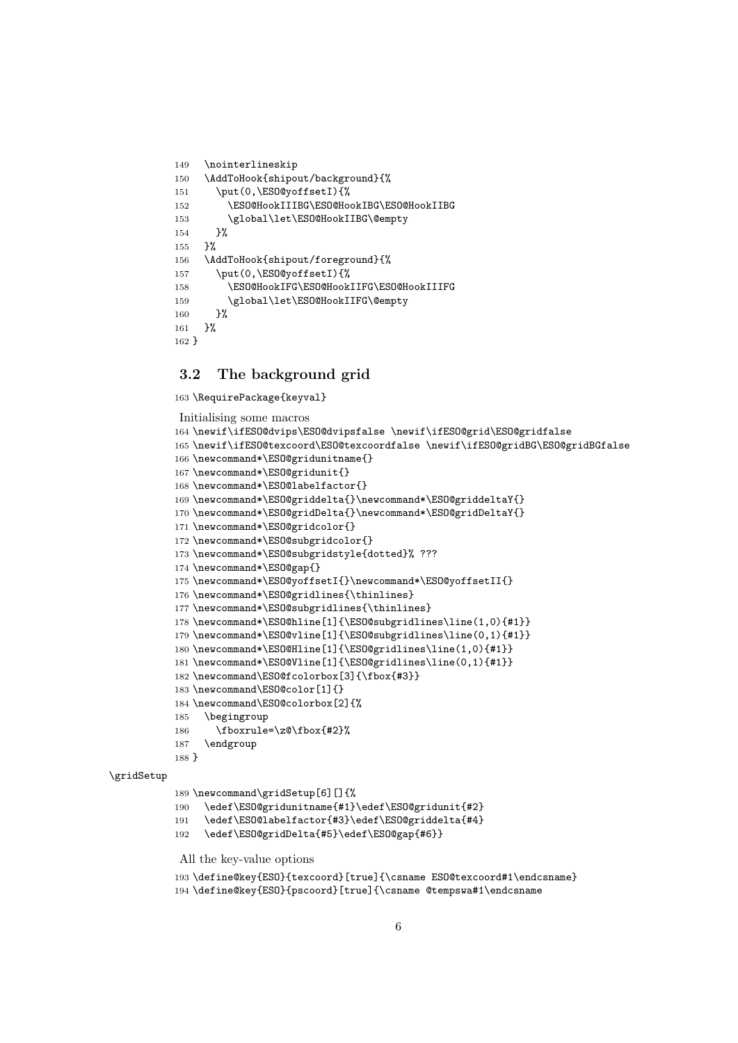```
149   \nointerlineskip
150   \AddToHook{shipout/background}{%
151     \put(0,\ESO@yoffsetI){%
152       \ESO@HookIIIBG\ESO@HookIBG\ESO@HookIIBG
153       \global\let\ESO@HookIIBG\@empty
154     }%
155   }%
156   \AddToHook{shipout/foreground}{%
157     \put(0,\ESO@yoffsetI){%
158       \ESO@HookIFG\ESO@HookIIFG\ESO@HookIIIFG
159       \global\let\ESO@HookIIFG\@empty
160     }%
161   }%
162 }
```

### 3.2 The background grid

```
163 \RequirePackage{keyval}
```

Initialising some macros

```
164 \newif\ifESO@dvips\ESO@dvipsfalse \newif\ifESO@grid\ESO@gridfalse
165 \newif\ifESO@texcoord\ESO@texcoordfalse \newif\ifESO@gridBG\ESO@gridBGfalse
166 \newcommand*\ESO@gridunitname{}
167 \newcommand*\ESO@gridunit{}
168 \newcommand*\ESO@labelfactor{}
169 \newcommand*\ESO@griddelta{}\newcommand*\ESO@griddeltaY{}
170 \newcommand*\ESO@gridDelta{}\newcommand*\ESO@gridDeltaY{}
171 \newcommand*\ESO@gridcolor{}
172 \newcommand*\ESO@subgridcolor{}
173 \newcommand*\ESO@subgridstyle{dotted}% ???
174 \newcommand*\ESO@gap{}
175 \newcommand*\ESO@yoffsetI{}\newcommand*\ESO@yoffsetII{}
176 \newcommand*\ESO@gridlines{\thinlines}
177 \newcommand*\ESO@subgridlines{\thinlines}
178 \newcommand*\ESO@hline[1]{\ESO@subgridlines\line(1,0){#1}}
179 \newcommand*\ESO@vline[1]{\ESO@subgridlines\line(0,1){#1}}
180 \newcommand*\ESO@Hline[1]{\ESO@gridlines\line(1,0){#1}}
181 \newcommand*\ESO@Vline[1]{\ESO@gridlines\line(0,1){#1}}
182 \newcommand\ESO@fcolorbox[3]{\fbox{#3}}
183 \newcommand\ESO@color[1]{}
184 \newcommand\ESO@colorbox[2]{%
185   \begingroup
186     \fboxrule=\z@\fbox{#2}%
187   \endgroup
188 }
```

\gridSetup

```
189 \newcommand\gridSetup[6][]{%
190   \edef\ESO@gridunitname{#1}\edef\ESO@gridunit{#2}
191   \edef\ESO@labelfactor{#3}\edef\ESO@griddelta{#4}
192   \edef\ESO@gridDelta{#5}\edef\ESO@gap{#6}}
```

All the key-value options

```
193 \define@key{ESO}{texcoord}[true]{\csname ESO@texcoord#1\endcsname}
194 \define@key{ESO}{pscoord}[true]{\csname @tempswa#1\endcsname
```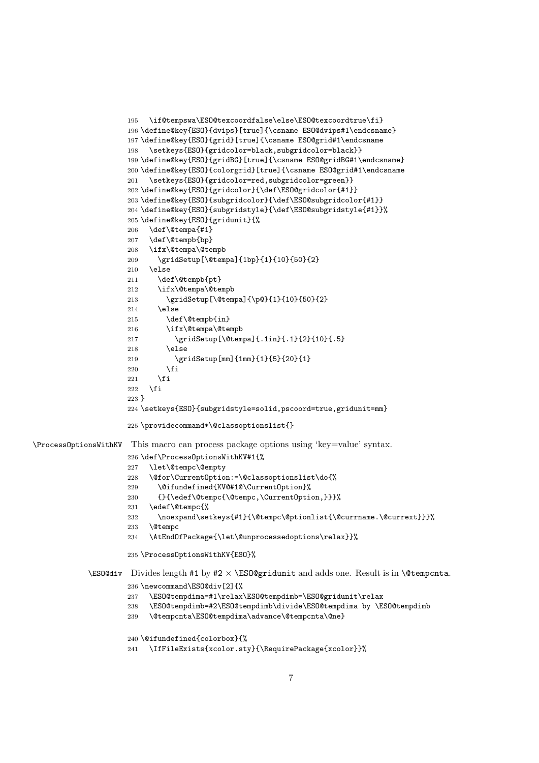```
195   \if@tempswa\ESO@texcoordfalse\else\ESO@texcoordtrue\fi}
196 \define@key{ESO}{dvips}[true]{\csname ESO@dvips#1\endcsname}
197 \define@key{ESO}{grid}[true]{\csname ESO@grid#1\endcsname
198   \setkeys{ESO}{gridcolor=black,subgridcolor=black}}
199 \define@key{ESO}{gridBG}[true]{\csname ESO@gridBG#1\endcsname}
200 \define@key{ESO}{colorgrid}[true]{\csname ESO@grid#1\endcsname
201   \setkeys{ESO}{gridcolor=red,subgridcolor=green}}
202 \define@key{ESO}{gridcolor}{\def\ESO@gridcolor{#1}}
203 \define@key{ESO}{subgridcolor}{\def\ESO@subgridcolor{#1}}
204 \define@key{ESO}{subgridstyle}{\def\ESO@subgridstyle{#1}}%
205 \define@key{ESO}{gridunit}{%
206   \def\@tempa{#1}
207   \def\@tempb{bp}
208   \ifx\@tempa\@tempb
209     \gridSetup[\@tempa]{1bp}{1}{10}{50}{2}
210   \else
211     \def\@tempb{pt}
212     \ifx\@tempa\@tempb
213       \gridSetup[\@tempa]{\p@}{1}{10}{50}{2}
214     \else
215       \def\@tempb{in}
216       \ifx\@tempa\@tempb
217         \gridSetup[\@tempa]{.1in}{.1}{2}{10}{.5}
218       \else
219         \gridSetup[mm]{1mm}{1}{5}{20}{1}
220       \fi
221     \fi
222   \fi
223 }
224 \setkeys{ESO}{subgridstyle=solid,pscoord=true,gridunit=mm}
225 \providecommand*\@classoptionslist{}
```

`\ProcessOptionsWithKV` This macro can process package options using 'key=value' syntax.

```
226 \def\ProcessOptionsWithKV#1{%
227   \let\@tempc\@empty
228   \@for\CurrentOption:=\@classoptionslist\do{%
229     \@ifundefined{KV@#1@\CurrentOption}%
230     {}{\edef\@tempc{\@tempc,\CurrentOption,}}}%
231   \edef\@tempc{%
232     \noexpand\setkeys{#1}{\@tempc\@ptionlist{\@currname.\@currext}}}%
233   \@tempc
234   \AtEndOfPackage{\let\@unprocessedoptions\relax}}%
235 \ProcessOptionsWithKV{ESO}%
```

`\ESO@div` Divides length #1 by #2 × `\ESO@gridunit` and adds one. Result is in `\@tempcnta`.

```
236 \newcommand\ESO@div[2]{%
237   \ESO@tempdima=#1\relax\ESO@tempdimb=\ESO@gridunit\relax
238   \ESO@tempdimb=#2\ESO@tempdimb\divide\ESO@tempdima by \ESO@tempdimb
239   \@tempcnta\ESO@tempdima\advance\@tempcnta\@ne}
240 \@ifundefined{colorbox}{%
241   \IfFileExists{xcolor.sty}{\RequirePackage{xcolor}}%
```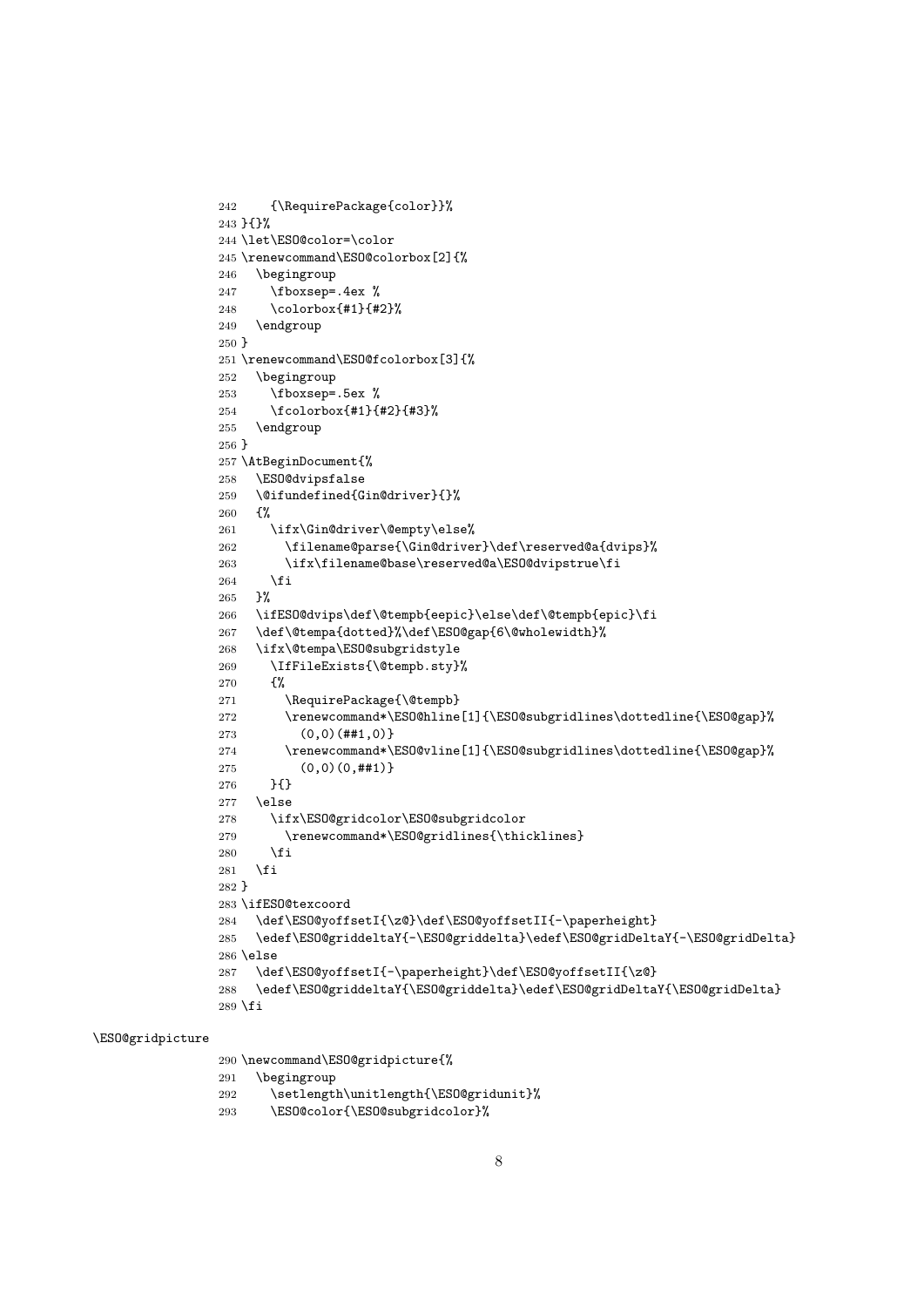```
242     {\RequirePackage{color}}%
243 }{}%
244 \let\ESO@color=\color
245 \renewcommand\ESO@colorbox[2]{%
246   \begingroup
247     \fboxsep=.4ex %
248     \colorbox{#1}{#2}%
249   \endgroup
250 }
251 \renewcommand\ESO@fcolorbox[3]{%
252   \begingroup
253     \fboxsep=.5ex %
254     \fcolorbox{#1}{#2}{#3}%
255   \endgroup
256 }
257 \AtBeginDocument{%
258   \ESO@dvipsfalse
259   \@ifundefined{Gin@driver}{}%
260   {%
261     \ifx\Gin@driver\@empty\else%
262       \filename@parse{\Gin@driver}\def\reserved@a{dvips}%
263       \ifx\filename@base\reserved@a\ESO@dvipstrue\fi
264     \fi
265   }%
266   \ifESO@dvips\def\@tempb{eepic}\else\def\@tempb{epic}\fi
267   \def\@tempa{dotted}%\def\ESO@gap{6\@wholewidth}%
268   \ifx\@tempa\ESO@subgridstyle
269     \IfFileExists{\@tempb.sty}%
270     {%
271       \RequirePackage{\@tempb}
272       \renewcommand*\ESO@hline[1]{\ESO@subgridlines\dottedline{\ESO@gap}%
273         (0,0)(##1,0)}
274       \renewcommand*\ESO@vline[1]{\ESO@subgridlines\dottedline{\ESO@gap}%
275         (0,0)(0,##1)}
276     }{}
277   \else
278     \ifx\ESO@gridcolor\ESO@subgridcolor
279       \renewcommand*\ESO@gridlines{\thicklines}
280     \fi
281   \fi
282 }
283 \ifESO@texcoord
284   \def\ESO@yoffsetI{\z@}\def\ESO@yoffsetII{-\paperheight}
285   \edef\ESO@griddeltaY{-\ESO@griddelta}\edef\ESO@gridDeltaY{-\ESO@gridDelta}
286 \else
287   \def\ESO@yoffsetI{-\paperheight}\def\ESO@yoffsetII{\z@}
288   \edef\ESO@griddeltaY{\ESO@griddelta}\edef\ESO@gridDeltaY{\ESO@gridDelta}
289 \fi
```

\ESO@gridpicture

```
290 \newcommand\ESO@gridpicture{%
291   \begingroup
292     \setlength\unitlength{\ESO@gridunit}%
293     \ESO@color{\ESO@subgridcolor}%
```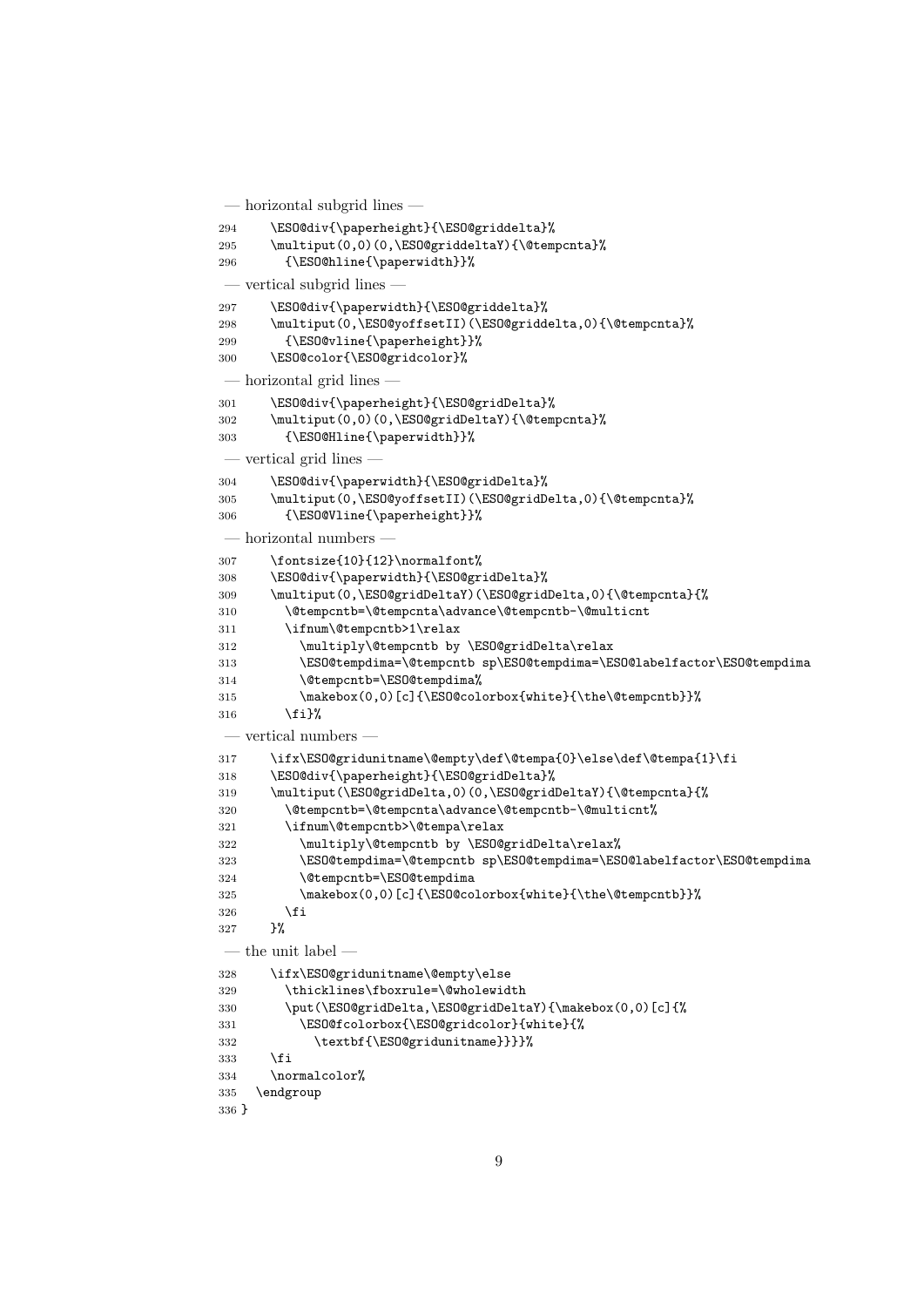— horizontal subgrid lines —

```
294     \ESO@div{\paperheight}{\ESO@griddelta}%
295     \multiput(0,0)(0,\ESO@griddeltaY){\@tempcnta}%
296       {\ESO@hline{\paperwidth}}%
```

— vertical subgrid lines —

```
297     \ESO@div{\paperwidth}{\ESO@griddelta}%
298     \multiput(0,\ESO@yoffsetII)(\ESO@griddelta,0){\@tempcnta}%
299       {\ESO@vline{\paperheight}}%
300     \ESO@color{\ESO@gridcolor}%
```

— horizontal grid lines —

```
301     \ESO@div{\paperheight}{\ESO@gridDelta}%
302     \multiput(0,0)(0,\ESO@gridDeltaY){\@tempcnta}%
303       {\ESO@Hline{\paperwidth}}%
```

— vertical grid lines —

```
304     \ESO@div{\paperwidth}{\ESO@gridDelta}%
305     \multiput(0,\ESO@yoffsetII)(\ESO@gridDelta,0){\@tempcnta}%
306       {\ESO@Vline{\paperheight}}%
```

— horizontal numbers —

```
307     \fontsize{10}{12}\normalfont%
308     \ESO@div{\paperwidth}{\ESO@gridDelta}%
309     \multiput(0,\ESO@gridDeltaY)(\ESO@gridDelta,0){\@tempcnta}{%
310       \@tempcntb=\@tempcnta\advance\@tempcntb-\@multicnt
311       \ifnum\@tempcntb>1\relax
312         \multiply\@tempcntb by \ESO@gridDelta\relax
313         \ESO@tempdima=\@tempcntb sp\ESO@tempdima=\ESO@labelfactor\ESO@tempdima
314         \@tempcntb=\ESO@tempdima%
315         \makebox(0,0)[c]{\ESO@colorbox{white}{\the\@tempcntb}}%
316       \fi}%
```

— vertical numbers —

```
317     \ifx\ESO@gridunitname\@empty\def\@tempa{0}\else\def\@tempa{1}\fi
318     \ESO@div{\paperheight}{\ESO@gridDelta}%
319     \multiput(\ESO@gridDelta,0)(0,\ESO@gridDeltaY){\@tempcnta}{%
320       \@tempcntb=\@tempcnta\advance\@tempcntb-\@multicnt%
321       \ifnum\@tempcntb>\@tempa\relax
322         \multiply\@tempcntb by \ESO@gridDelta\relax%
323         \ESO@tempdima=\@tempcntb sp\ESO@tempdima=\ESO@labelfactor\ESO@tempdima
324         \@tempcntb=\ESO@tempdima
325         \makebox(0,0)[c]{\ESO@colorbox{white}{\the\@tempcntb}}%
326       \fi
327     }%
```

— the unit label —

```
328     \ifx\ESO@gridunitname\@empty\else
329       \thicklines\fboxrule=\@wholewidth
330       \put(\ESO@gridDelta,\ESO@gridDeltaY){\makebox(0,0)[c]{%
331         \ESO@fcolorbox{\ESO@gridcolor}{white}{%
332           \textbf{\ESO@gridunitname}}}}%
333     \fi
334     \normalcolor%
335   \endgroup
336 }
```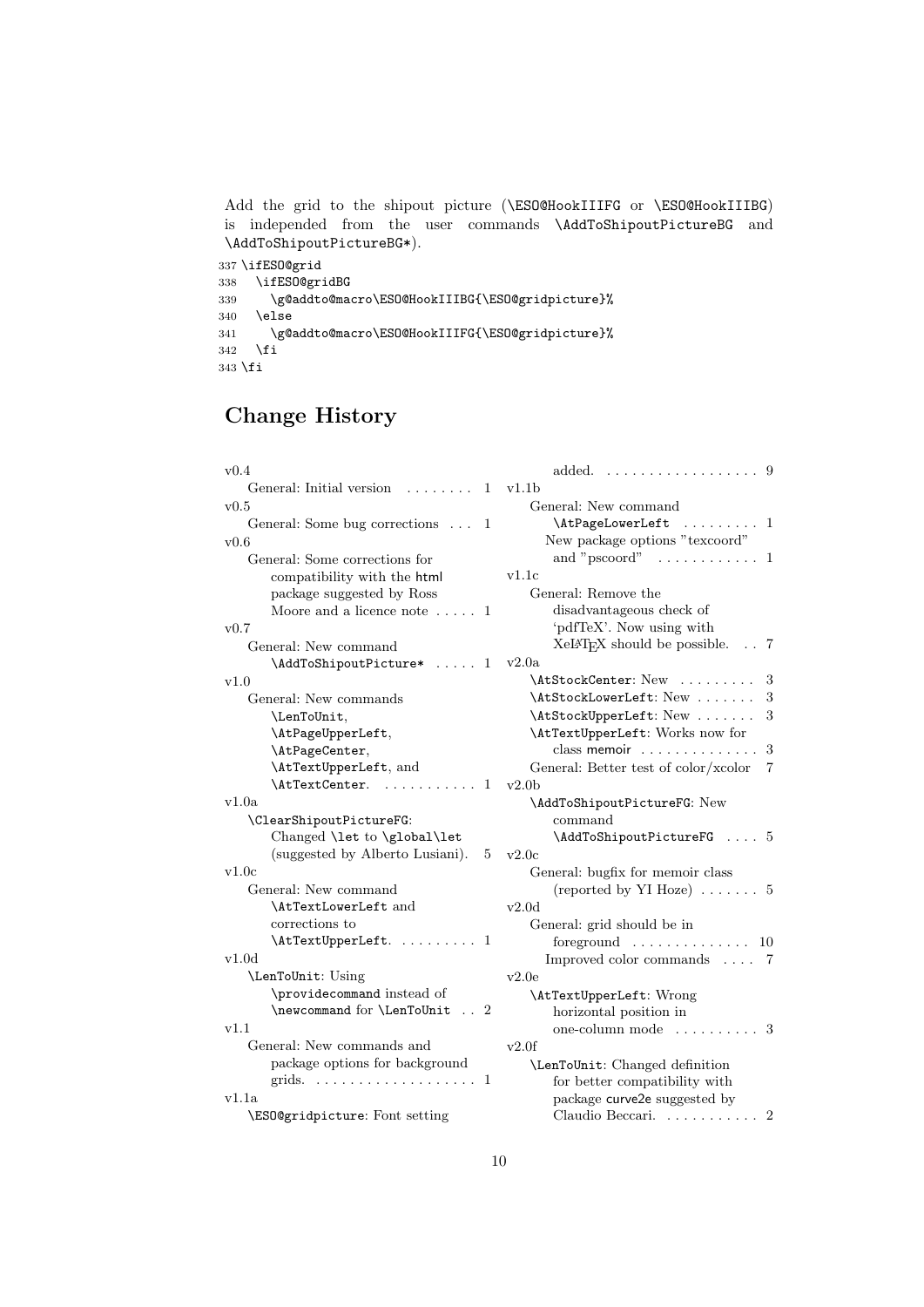Add the grid to the shipout picture (\ESO@HookIIIFG or \ESO@HookIIIBG) is independed from the user commands \AddToShipoutPictureBG and \AddToShipoutPictureBG*).

```
337 \ifESO@grid
338   \ifESO@gridBG
339     \g@addto@macro\ESO@HookIIIBG{\ESO@gridpicture}%
340   \else
341     \g@addto@macro\ESO@HookIIIFG{\ESO@gridpicture}%
342   \fi
343 \fi
```

## Change History

v0.4
- General: Initial version . . . . . . . . 1

v0.5
- General: Some bug corrections . . . 1

v0.6
- General: Some corrections for compatibility with the html package suggested by Ross Moore and a licence note . . . . . 1

v0.7
- General: New command \AddToShipoutPicture* . . . . . 1

v1.0
- General: New commands \LenToUnit, \AtPageUpperLeft, \AtPageCenter, \AtTextUpperLeft, and \AtTextCenter. . . . . . . . . . . . 1

v1.0a
- \ClearShipoutPictureFG: Changed \let to \global\let (suggested by Alberto Lusiani). 5

v1.0c
- General: New command \AtTextLowerLeft and corrections to \AtTextUpperLeft. . . . . . . . . . 1

v1.0d
- \LenToUnit: Using \providecommand instead of \newcommand for \LenToUnit . . 2

v1.1
- General: New commands and package options for background grids. . . . . . . . . . . . . . . . . . . . 1

v1.1a
- \ESO@gridpicture: Font setting added. . . . . . . . . . . . . . . . . . . 9

v1.1b
- General: New command \AtPageLowerLeft . . . . . . . . . 1
- New package options "texcoord" and "pscoord" . . . . . . . . . . . . 1

v1.1c
- General: Remove the disadvantageous check of 'pdfTeX'. Now using with XeLaTeX should be possible. . . 7

v2.0a
- \AtStockCenter: New . . . . . . . . . 3
- \AtStockLowerLeft: New . . . . . . . 3
- \AtStockUpperLeft: New . . . . . . . 3
- \AtTextUpperLeft: Works now for class memoir . . . . . . . . . . . . . . 3
- General: Better test of color/xcolor 7

v2.0b
- \AddToShipoutPictureFG: New command \AddToShipoutPictureFG . . . . 5

v2.0c
- General: bugfix for memoir class (reported by YI Hoze) . . . . . . . 5

v2.0d
- General: grid should be in foreground . . . . . . . . . . . . . . 10
- Improved color commands . . . . 7

v2.0e
- \AtTextUpperLeft: Wrong horizontal position in one-column mode . . . . . . . . . . 3

v2.0f
- \LenToUnit: Changed definition for better compatibility with package curve2e suggested by Claudio Beccari. . . . . . . . . . . 2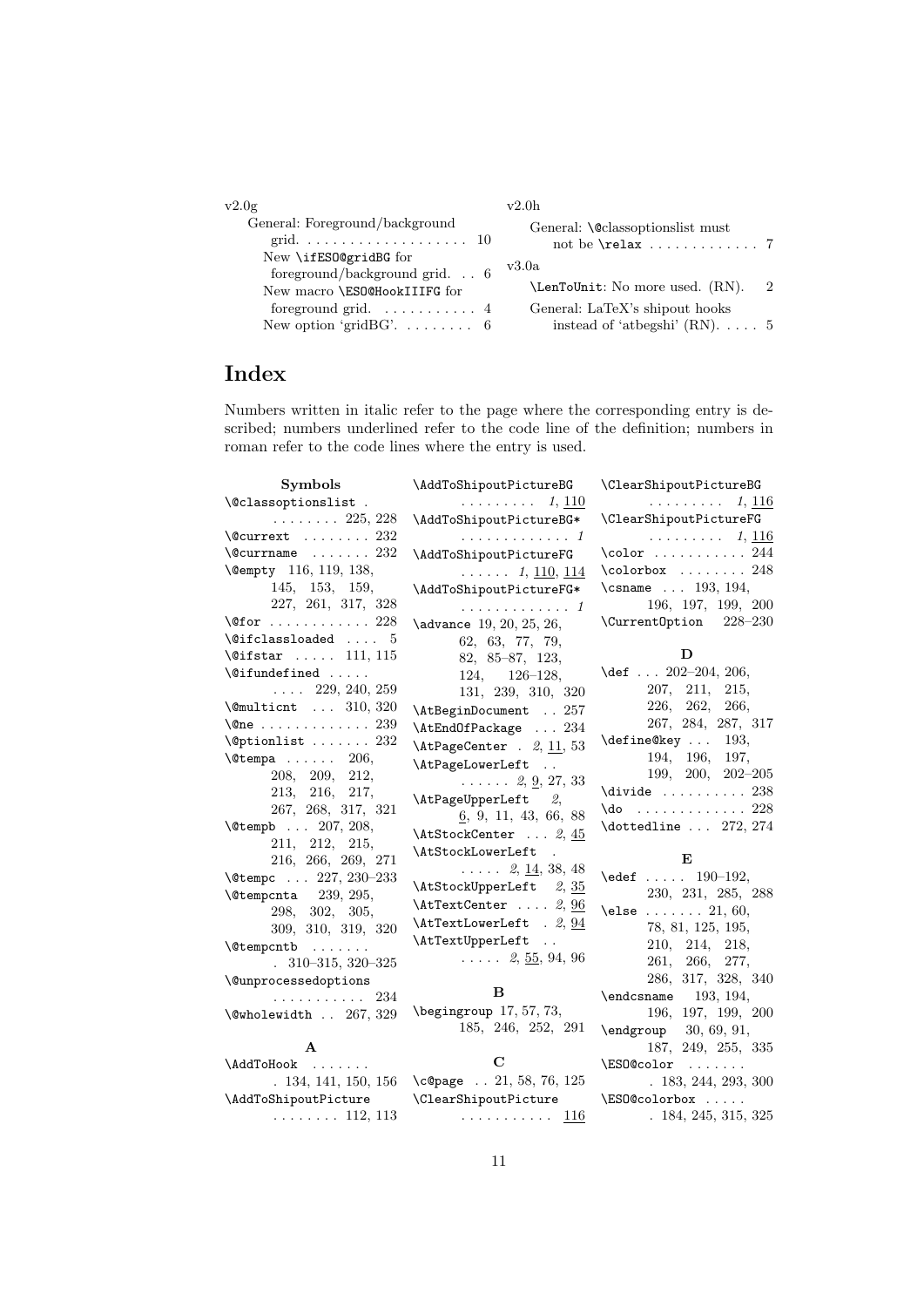v2.0g

General: Foreground/background grid. . . . . . . . . . . . . . . . . . . . 10

New \ifESO@gridBG for foreground/background grid. . . 6

New macro \ESO@HookIIIFG for foreground grid. . . . . . . . . . . . 4

New option ‘gridBG’. . . . . . . . . 6

v2.0h

General: \@classoptionslist must not be \relax . . . . . . . . . . . . . 7

v3.0a

\LenToUnit: No more used. (RN). 2

General: LaTeX’s shipout hooks instead of ‘atbegshi’ (RN). . . . . 5

# Index

Numbers written in italic refer to the page where the corresponding entry is described; numbers underlined refer to the code line of the definition; numbers in roman refer to the code lines where the entry is used.

### Symbols

\@classoptionslist . . . . . . . . . 225, 228
\@currext . . . . . . . . 232
\@currname . . . . . . . 232
\@empty 116, 119, 138, 145, 153, 159, 227, 261, 317, 328
\@for . . . . . . . . . . . 228
\@ifclassloaded . . . . 5
\@ifstar . . . . . 111, 115
\@ifundefined . . . . . . . . . 229, 240, 259
\@multicnt . . . 310, 320
\@ne . . . . . . . . . . . . 239
\@ptionlist . . . . . . . 232
\@tempa . . . . . . 206, 208, 209, 212, 213, 216, 217, 267, 268, 317, 321
\@tempb . . . 207, 208, 211, 212, 215, 216, 266, 269, 271
\@tempc . . . 227, 230–233
\@tempcnta 239, 295, 298, 302, 305, 309, 310, 319, 320
\@tempcntb . . . . . . . . 310–315, 320–325
\@unprocessedoptions . . . . . . . . . . . 234
\@wholewidth . . 267, 329

### A

\AddToHook . . . . . . . . 134, 141, 150, 156
\AddToShipoutPicture . . . . . . . . 112, 113
\AddToShipoutPictureBG . . . . . . . . . *1*, 110
\AddToShipoutPictureBG* . . . . . . . . . . . . . *1*
\AddToShipoutPictureFG . . . . . . *1*, 110, 114
\AddToShipoutPictureFG* . . . . . . . . . . . . . *1*
\advance 19, 20, 25, 26, 62, 63, 77, 79, 82, 85–87, 123, 124, 126–128, 131, 239, 310, 320
\AtBeginDocument . . 257
\AtEndOfPackage . . . 234
\AtPageCenter . *2*, 11, 53
\AtPageLowerLeft . . . . . . . . *2*, 9, 27, 33
\AtPageUpperLeft *2*, 6, 9, 11, 43, 66, 88
\AtStockCenter . . . *2*, 45
\AtStockLowerLeft . . . . . . *2*, 14, 38, 48
\AtStockUpperLeft *2*, 35
\AtTextCenter . . . . *2*, 96
\AtTextLowerLeft . *2*, 94
\AtTextUpperLeft . . . . . . . *2*, 55, 94, 96

### B

\begingroup 17, 57, 73, 185, 246, 252, 291

### C

\c@page . . 21, 58, 76, 125
\ClearShipoutPicture . . . . . . . . . . . 116
\ClearShipoutPictureBG . . . . . . . . . *1*, 116
\ClearShipoutPictureFG . . . . . . . . . *1*, 116
\color . . . . . . . . . . . 244
\colorbox . . . . . . . . 248
\csname . . . 193, 194, 196, 197, 199, 200
\CurrentOption 228–230

### D

\def . . . 202–204, 206, 207, 211, 215, 226, 262, 266, 267, 284, 287, 317
\define@key . . . 193, 194, 196, 197, 199, 200, 202–205
\divide . . . . . . . . . . 238
\do . . . . . . . . . . . . . 228
\dottedline . . . 272, 274

### E

\edef . . . . . 190–192, 230, 231, 285, 288
\else . . . . . . . 21, 60, 78, 81, 125, 195, 210, 214, 218, 261, 266, 277, 286, 317, 328, 340
\endcsname 193, 194, 196, 197, 199, 200
\endgroup 30, 69, 91, 187, 249, 255, 335
\ESO@color . . . . . . . . 183, 244, 293, 300
\ESO@colorbox . . . . . . 184, 245, 315, 325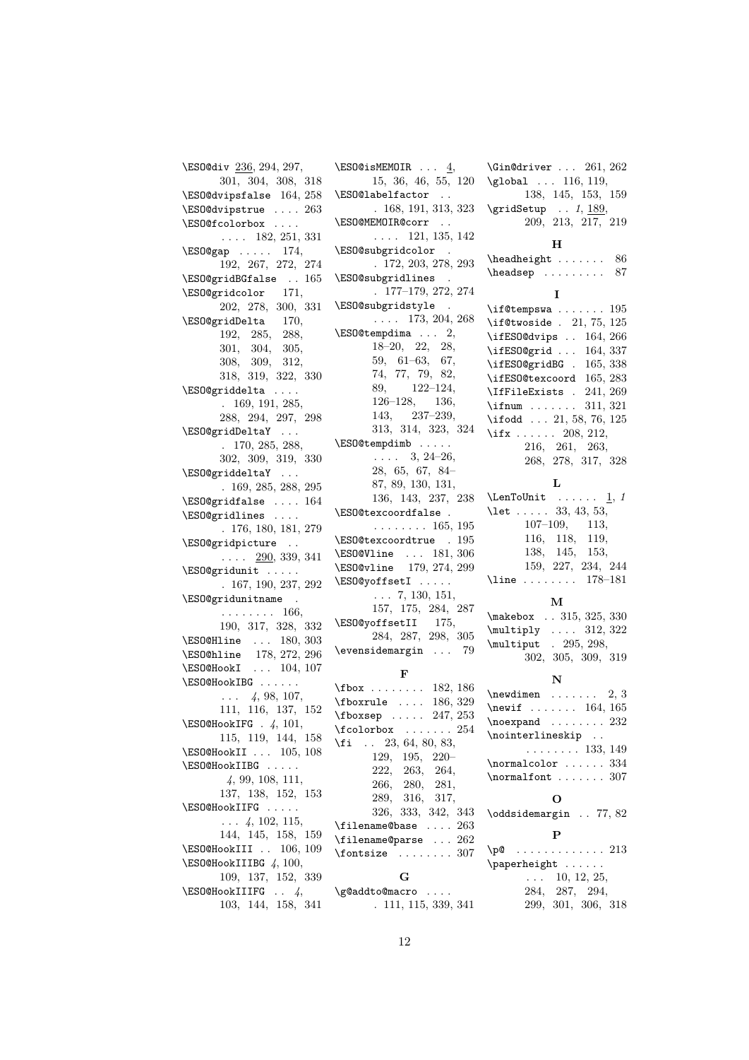\ESO@div <u>236</u>, 294, 297, 301, 304, 308, 318
\ESO@dvipsfalse 164, 258
\ESO@dvipstrue .... 263
\ESO@fcolorbox .... 182, 251, 331
\ESO@gap ..... 174, 192, 267, 272, 274
\ESO@gridBGfalse .. 165
\ESO@gridcolor 171, 202, 278, 300, 331
\ESO@gridDelta 170, 192, 285, 288, 301, 304, 305, 308, 309, 312, 318, 319, 322, 330
\ESO@griddelta .... 169, 191, 285, 288, 294, 297, 298
\ESO@gridDeltaY ... 170, 285, 288, 302, 309, 319, 330
\ESO@griddeltaY ... 169, 285, 288, 295
\ESO@gridfalse .... 164
\ESO@gridlines .... 176, 180, 181, 279
\ESO@gridpicture .. .... <u>290</u>, 339, 341
\ESO@gridunit ..... 167, 190, 237, 292
\ESO@gridunitname ........ 166, 190, 317, 328, 332
\ESO@Hline ... 180, 303
\ESO@hline 178, 272, 296
\ESO@HookI ... 104, 107
\ESO@HookIBG ...... ... *4*, 98, 107, 111, 116, 137, 152
\ESO@HookIFG . *4*, 101, 115, 119, 144, 158
\ESO@HookII ... 105, 108
\ESO@HookIIBG ..... *4*, 99, 108, 111, 137, 138, 152, 153
\ESO@HookIIFG ..... ... *4*, 102, 115, 144, 145, 158, 159
\ESO@HookIII .. 106, 109
\ESO@HookIIIBG *4*, 100, 109, 137, 152, 339
\ESO@HookIIIFG .. *4*, 103, 144, 158, 341
\ESO@isMEMOIR ... <u>4</u>, 15, 36, 46, 55, 120
\ESO@labelfactor .. . 168, 191, 313, 323
\ESO@MEMOIR@corr .. .... 121, 135, 142
\ESO@subgridcolor . . 172, 203, 278, 293
\ESO@subgridlines . . 177–179, 272, 274
\ESO@subgridstyle . .... 173, 204, 268
\ESO@tempdima ... 2, 18–20, 22, 28, 59, 61–63, 67, 74, 77, 79, 82, 89, 122–124, 126–128, 136, 143, 237–239, 313, 314, 323, 324
\ESO@tempdimb ..... .... 3, 24–26, 28, 65, 67, 84–87, 89, 130, 131, 136, 143, 237, 238
\ESO@texcoordfalse . ........ 165, 195
\ESO@texcoordtrue . 195
\ESO@Vline ... 181, 306
\ESO@vline 179, 274, 299
\ESO@yoffsetI ..... ... 7, 130, 151, 157, 175, 284, 287
\ESO@yoffsetII 175, 284, 287, 298, 305
\evensidemargin ... 79

**F**

\fbox ........ 182, 186
\fboxrule .... 186, 329
\fboxsep ..... 247, 253
\fcolorbox ....... 254
\fi .. 23, 64, 80, 83, 129, 195, 220–222, 263, 264, 266, 280, 281, 289, 316, 317, 326, 333, 342, 343
\filename@base .... 263
\filename@parse ... 262
\fontsize ........ 307

**G**

\g@addto@macro .... . 111, 115, 339, 341
\Gin@driver ... 261, 262
\global ... 116, 119, 138, 145, 153, 159
\gridSetup .. *1*, <u>189</u>, 209, 213, 217, 219

**H**

\headheight ....... 86
\headsep ......... 87

**I**

\if@tempswa ....... 195
\if@twoside . 21, 75, 125
\ifESO@dvips .. 164, 266
\ifESO@grid ... 164, 337
\ifESO@gridBG . 165, 338
\ifESO@texcoord 165, 283
\IfFileExists . 241, 269
\ifnum ....... 311, 321
\ifodd ... 21, 58, 76, 125
\ifx ...... 208, 212, 216, 261, 263, 268, 278, 317, 328

**L**

\LenToUnit ...... <u>1</u>, *1*
\let ..... 33, 43, 53, 107–109, 113, 116, 118, 119, 138, 145, 153, 159, 227, 234, 244
\line ........ 178–181

**M**

\makebox .. 315, 325, 330
\multiply .... 312, 322
\multiput . 295, 298, 302, 305, 309, 319

**N**

\newdimen ....... 2, 3
\newif ....... 164, 165
\noexpand ........ 232
\nointerlineskip .. ........ 133, 149
\normalcolor ...... 334
\normalfont ....... 307

**O**

\oddsidemargin .. 77, 82

**P**

\p@ ............. 213
\paperheight ...... ... 10, 12, 25, 284, 287, 294, 299, 301, 306, 318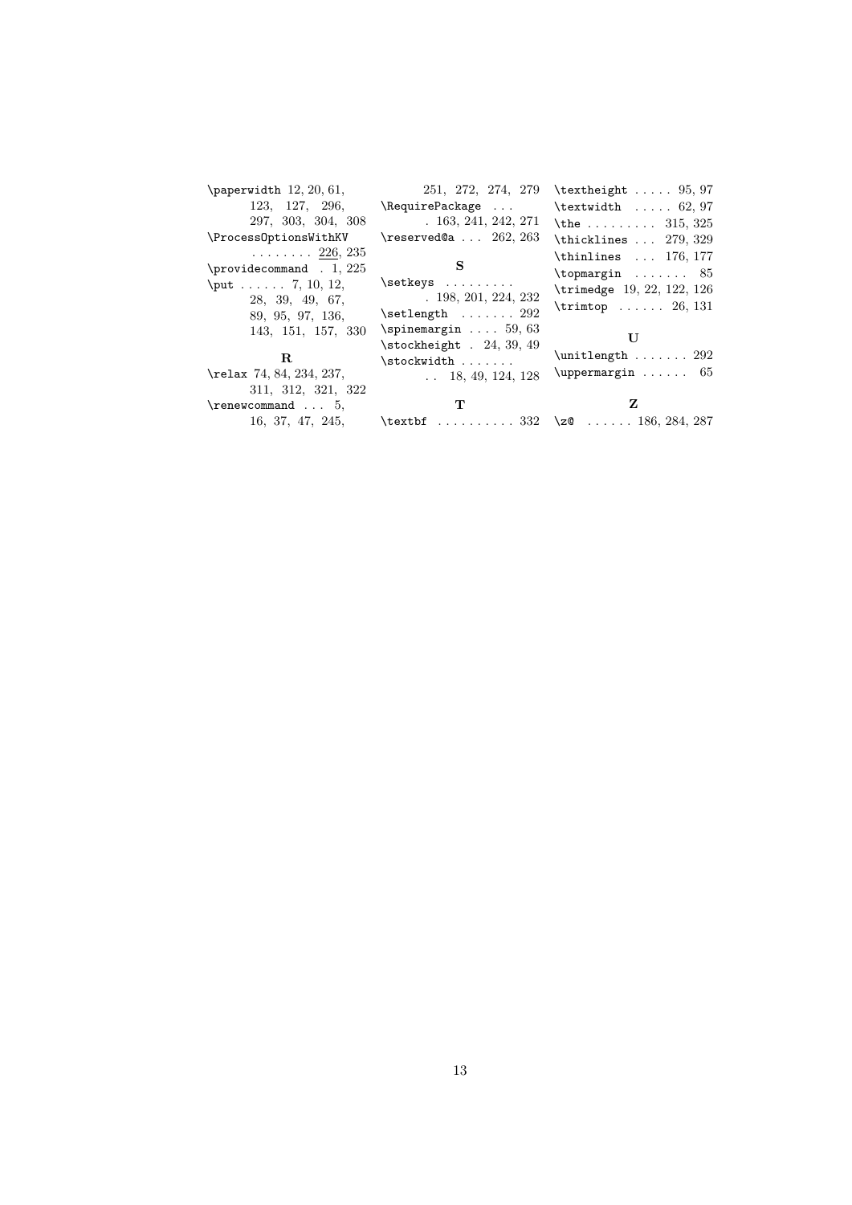\paperwidth 12, 20, 61, 123, 127, 296, 297, 303, 304, 308
\ProcessOptionsWithKV . . . . . . . . 226, 235
\providecommand . 1, 225
\put . . . . . . 7, 10, 12, 28, 39, 49, 67, 89, 95, 97, 136, 143, 151, 157, 330

**R**

\relax 74, 84, 234, 237, 311, 312, 321, 322
\renewcommand . . . 5, 16, 37, 47, 245, 251, 272, 274, 279
\RequirePackage . . . . 163, 241, 242, 271
\reserved@a . . . 262, 263

**S**

\setkeys . . . . . . . . . . 198, 201, 224, 232
\setlength . . . . . . . 292
\spinemargin . . . . 59, 63
\stockheight . 24, 39, 49
\stockwidth . . . . . . . . . 18, 49, 124, 128

**T**

\textbf . . . . . . . . . . 332
\textheight . . . . . 95, 97
\textwidth . . . . . 62, 97
\the . . . . . . . . . 315, 325
\thicklines . . . 279, 329
\thinlines . . . 176, 177
\topmargin . . . . . . . 85
\trimedge 19, 22, 122, 126
\trimtop . . . . . . 26, 131

**U**

\unitlength . . . . . . . 292
\uppermargin . . . . . . 65

**Z**

\z@ . . . . . . 186, 284, 287